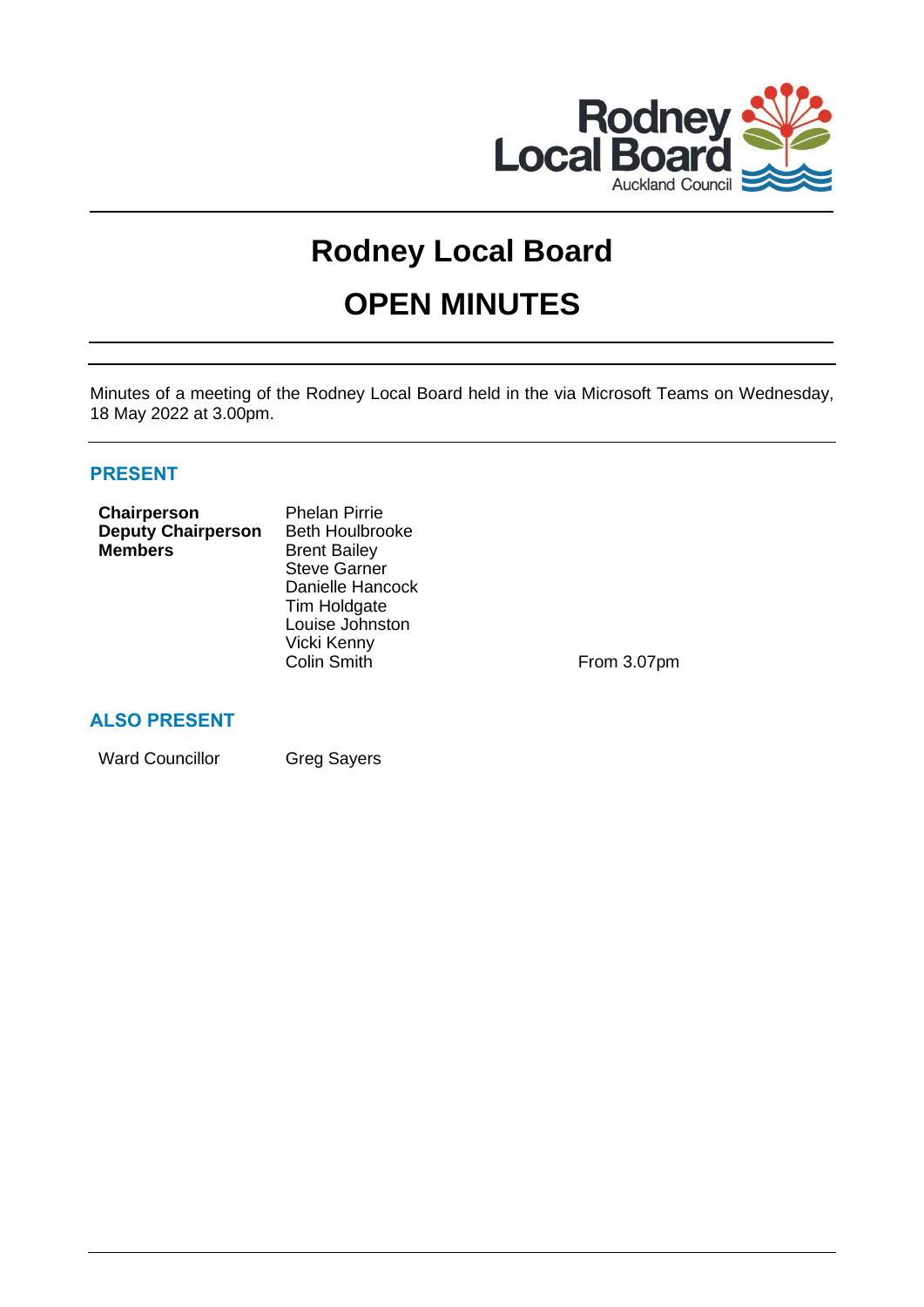# Rodney Local Board

# OPEN MINUTES

Minutes of a meeting of the Rodney Local Board held in the via Microsoft Teams on Wednesday, 18 May 2022 at 3.00pm.

## PRESENT

| | | |
|---|---|---|
| **Chairperson** | Phelan Pirrie | |
| **Deputy Chairperson** | Beth Houlbrooke | |
| **Members** | Brent Bailey | |
| | Steve Garner | |
| | Danielle Hancock | |
| | Tim Holdgate | |
| | Louise Johnston | |
| | Vicki Kenny | |
| | Colin Smith | From 3.07pm |

## ALSO PRESENT

| | |
|---|---|
| Ward Councillor | Greg Sayers |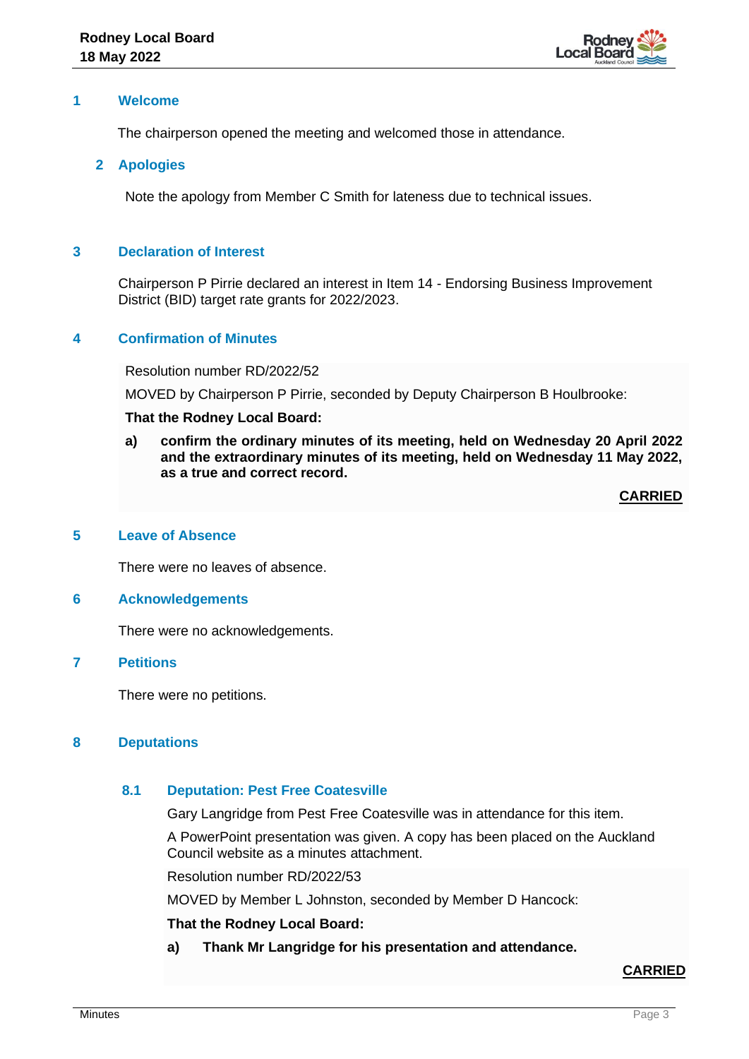## 1 Welcome

The chairperson opened the meeting and welcomed those in attendance.

## 2 Apologies

Note the apology from Member C Smith for lateness due to technical issues.

## 3 Declaration of Interest

Chairperson P Pirrie declared an interest in Item 14 - Endorsing Business Improvement District (BID) target rate grants for 2022/2023.

## 4 Confirmation of Minutes

Resolution number RD/2022/52

MOVED by Chairperson P Pirrie, seconded by Deputy Chairperson B Houlbrooke:

**That the Rodney Local Board:**

**a) confirm the ordinary minutes of its meeting, held on Wednesday 20 April 2022 and the extraordinary minutes of its meeting, held on Wednesday 11 May 2022, as a true and correct record.**

**CARRIED**

## 5 Leave of Absence

There were no leaves of absence.

## 6 Acknowledgements

There were no acknowledgements.

## 7 Petitions

There were no petitions.

## 8 Deputations

### 8.1 Deputation: Pest Free Coatesville

Gary Langridge from Pest Free Coatesville was in attendance for this item.

A PowerPoint presentation was given. A copy has been placed on the Auckland Council website as a minutes attachment.

Resolution number RD/2022/53

MOVED by Member L Johnston, seconded by Member D Hancock:

**That the Rodney Local Board:**

**a) Thank Mr Langridge for his presentation and attendance.**

**CARRIED**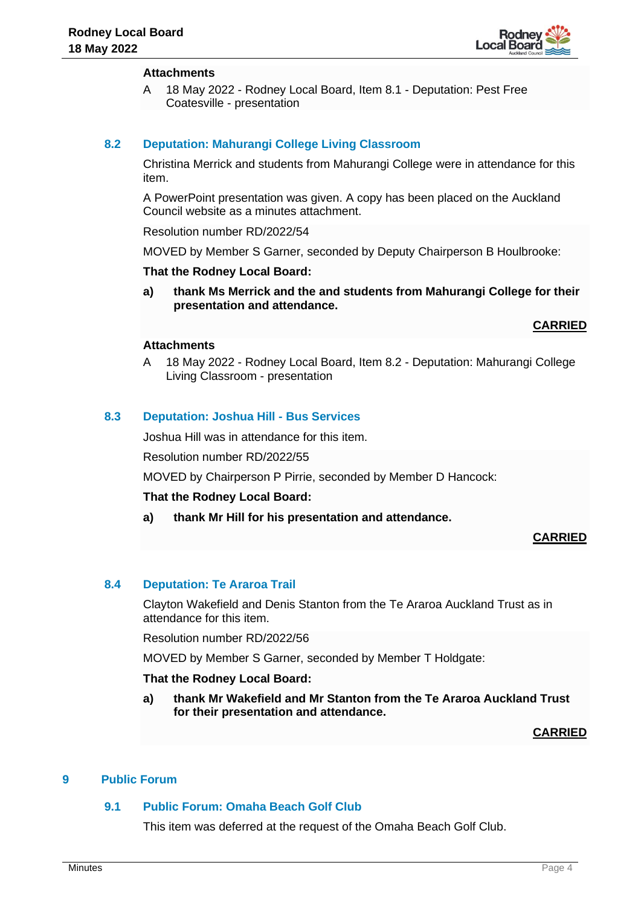**Attachments**

A 18 May 2022 - Rodney Local Board, Item 8.1 - Deputation: Pest Free Coatesville - presentation

### 8.2 Deputation: Mahurangi College Living Classroom

Christina Merrick and students from Mahurangi College were in attendance for this item.

A PowerPoint presentation was given. A copy has been placed on the Auckland Council website as a minutes attachment.

Resolution number RD/2022/54

MOVED by Member S Garner, seconded by Deputy Chairperson B Houlbrooke:

**That the Rodney Local Board:**

**a) thank Ms Merrick and the and students from Mahurangi College for their presentation and attendance.**

**CARRIED**

**Attachments**

A 18 May 2022 - Rodney Local Board, Item 8.2 - Deputation: Mahurangi College Living Classroom - presentation

### 8.3 Deputation: Joshua Hill - Bus Services

Joshua Hill was in attendance for this item.

Resolution number RD/2022/55

MOVED by Chairperson P Pirrie, seconded by Member D Hancock:

**That the Rodney Local Board:**

**a) thank Mr Hill for his presentation and attendance.**

**CARRIED**

### 8.4 Deputation: Te Araroa Trail

Clayton Wakefield and Denis Stanton from the Te Araroa Auckland Trust as in attendance for this item.

Resolution number RD/2022/56

MOVED by Member S Garner, seconded by Member T Holdgate:

**That the Rodney Local Board:**

**a) thank Mr Wakefield and Mr Stanton from the Te Araroa Auckland Trust for their presentation and attendance.**

**CARRIED**

## 9 Public Forum

### 9.1 Public Forum: Omaha Beach Golf Club

This item was deferred at the request of the Omaha Beach Golf Club.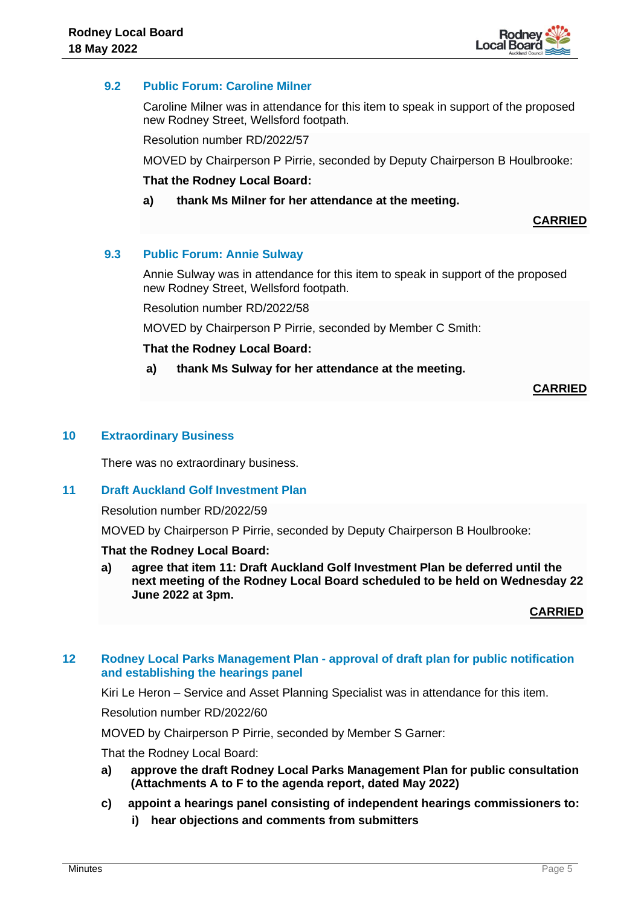### 9.2 Public Forum: Caroline Milner

Caroline Milner was in attendance for this item to speak in support of the proposed new Rodney Street, Wellsford footpath.

Resolution number RD/2022/57

MOVED by Chairperson P Pirrie, seconded by Deputy Chairperson B Houlbrooke:

**That the Rodney Local Board:**

**a) thank Ms Milner for her attendance at the meeting.**

**CARRIED**

### 9.3 Public Forum: Annie Sulway

Annie Sulway was in attendance for this item to speak in support of the proposed new Rodney Street, Wellsford footpath.

Resolution number RD/2022/58

MOVED by Chairperson P Pirrie, seconded by Member C Smith:

**That the Rodney Local Board:**

**a) thank Ms Sulway for her attendance at the meeting.**

**CARRIED**

## 10 Extraordinary Business

There was no extraordinary business.

## 11 Draft Auckland Golf Investment Plan

Resolution number RD/2022/59

MOVED by Chairperson P Pirrie, seconded by Deputy Chairperson B Houlbrooke:

**That the Rodney Local Board:**

**a) agree that item 11: Draft Auckland Golf Investment Plan be deferred until the next meeting of the Rodney Local Board scheduled to be held on Wednesday 22 June 2022 at 3pm.**

**CARRIED**

## 12 Rodney Local Parks Management Plan - approval of draft plan for public notification and establishing the hearings panel

Kiri Le Heron – Service and Asset Planning Specialist was in attendance for this item.

Resolution number RD/2022/60

MOVED by Chairperson P Pirrie, seconded by Member S Garner:

That the Rodney Local Board:

**a) approve the draft Rodney Local Parks Management Plan for public consultation (Attachments A to F to the agenda report, dated May 2022)**

**c) appoint a hearings panel consisting of independent hearings commissioners to:**

**i) hear objections and comments from submitters**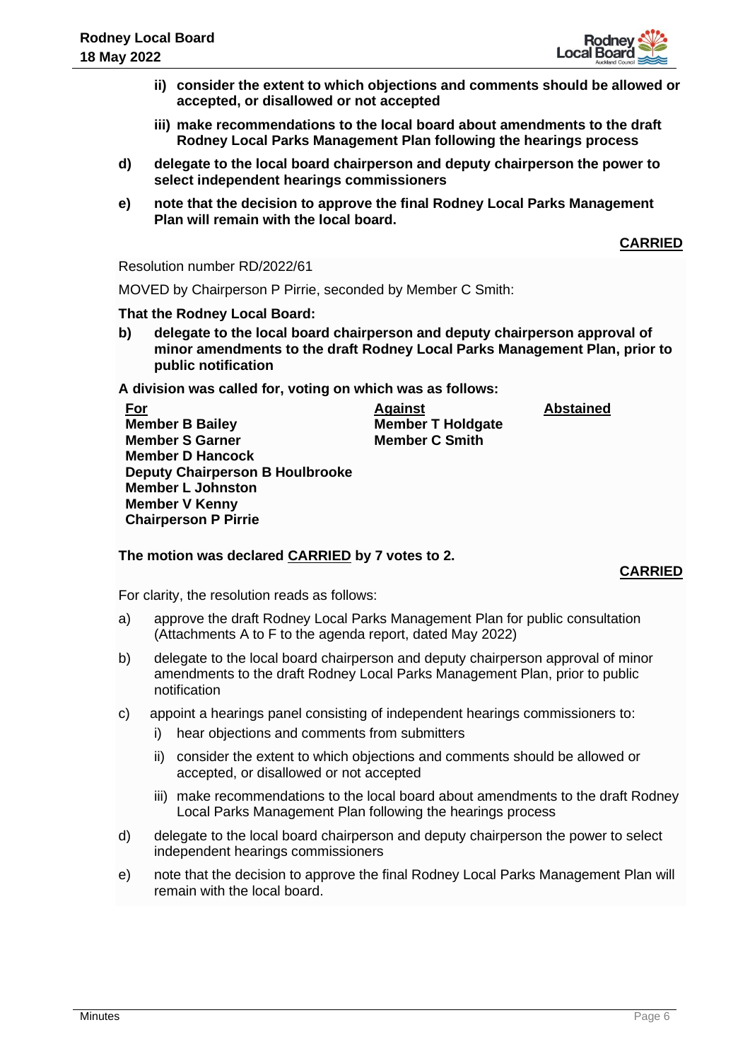**ii) consider the extent to which objections and comments should be allowed or accepted, or disallowed or not accepted**

**iii) make recommendations to the local board about amendments to the draft Rodney Local Parks Management Plan following the hearings process**

**d) delegate to the local board chairperson and deputy chairperson the power to select independent hearings commissioners**

**e) note that the decision to approve the final Rodney Local Parks Management Plan will remain with the local board.**

**CARRIED**

Resolution number RD/2022/61

MOVED by Chairperson P Pirrie, seconded by Member C Smith:

**That the Rodney Local Board:**

**b) delegate to the local board chairperson and deputy chairperson approval of minor amendments to the draft Rodney Local Parks Management Plan, prior to public notification**

**A division was called for, voting on which was as follows:**

| For | Against | Abstained |
|---|---|---|
| Member B Bailey | Member T Holdgate | |
| Member S Garner | Member C Smith | |
| Member D Hancock | | |
| Deputy Chairperson B Houlbrooke | | |
| Member L Johnston | | |
| Member V Kenny | | |
| Chairperson P Pirrie | | |

**The motion was declared CARRIED by 7 votes to 2.**

**CARRIED**

For clarity, the resolution reads as follows:

a) approve the draft Rodney Local Parks Management Plan for public consultation (Attachments A to F to the agenda report, dated May 2022)

b) delegate to the local board chairperson and deputy chairperson approval of minor amendments to the draft Rodney Local Parks Management Plan, prior to public notification

c) appoint a hearings panel consisting of independent hearings commissioners to:

   i) hear objections and comments from submitters

   ii) consider the extent to which objections and comments should be allowed or accepted, or disallowed or not accepted

   iii) make recommendations to the local board about amendments to the draft Rodney Local Parks Management Plan following the hearings process

d) delegate to the local board chairperson and deputy chairperson the power to select independent hearings commissioners

e) note that the decision to approve the final Rodney Local Parks Management Plan will remain with the local board.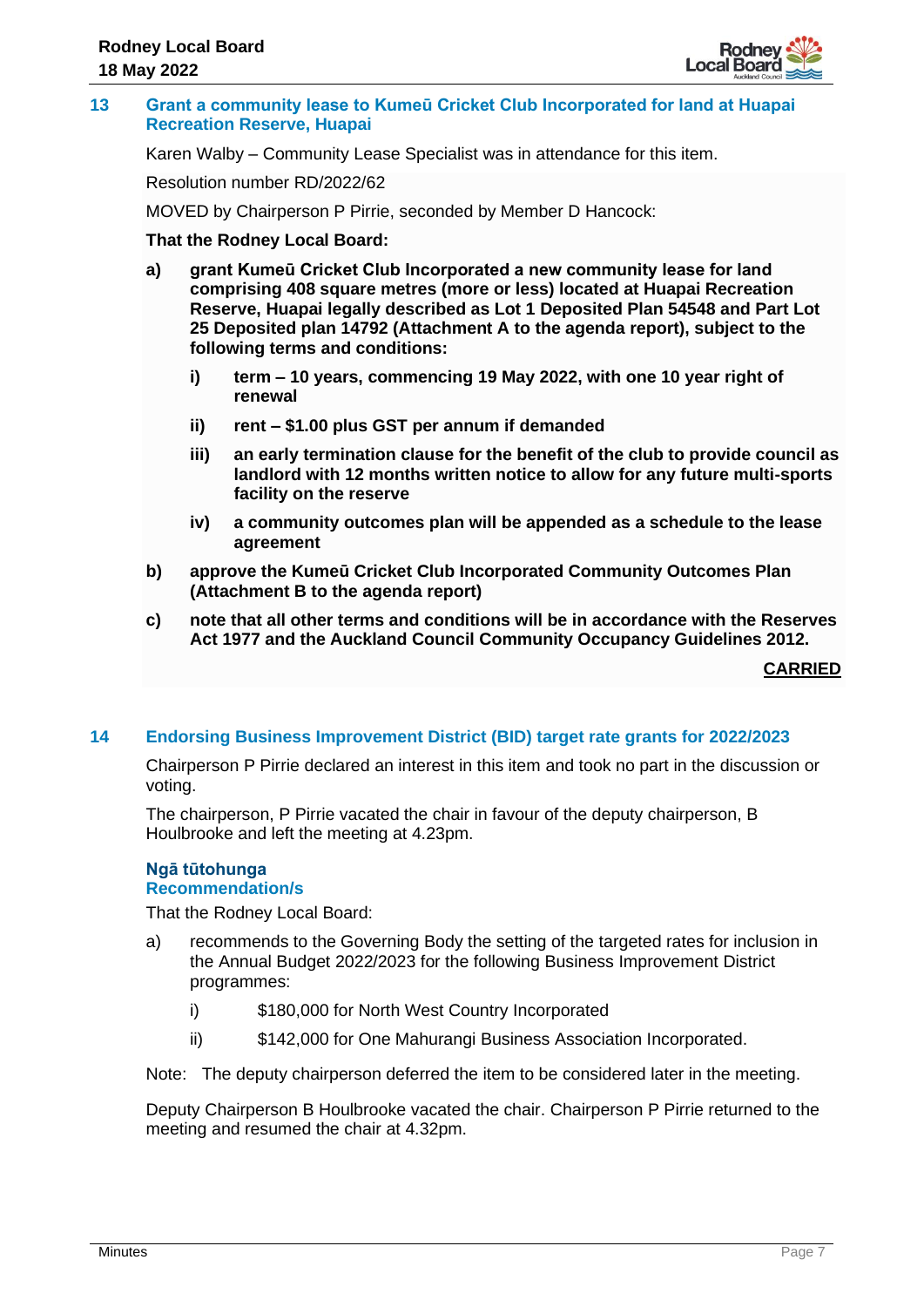## 13 Grant a community lease to Kumeū Cricket Club Incorporated for land at Huapai Recreation Reserve, Huapai

Karen Walby – Community Lease Specialist was in attendance for this item.

Resolution number RD/2022/62

MOVED by Chairperson P Pirrie, seconded by Member D Hancock:

**That the Rodney Local Board:**

**a) grant Kumeū Cricket Club Incorporated a new community lease for land comprising 408 square metres (more or less) located at Huapai Recreation Reserve, Huapai legally described as Lot 1 Deposited Plan 54548 and Part Lot 25 Deposited plan 14792 (Attachment A to the agenda report), subject to the following terms and conditions:**

**i) term – 10 years, commencing 19 May 2022, with one 10 year right of renewal**

**ii) rent – $1.00 plus GST per annum if demanded**

**iii) an early termination clause for the benefit of the club to provide council as landlord with 12 months written notice to allow for any future multi-sports facility on the reserve**

**iv) a community outcomes plan will be appended as a schedule to the lease agreement**

**b) approve the Kumeū Cricket Club Incorporated Community Outcomes Plan (Attachment B to the agenda report)**

**c) note that all other terms and conditions will be in accordance with the Reserves Act 1977 and the Auckland Council Community Occupancy Guidelines 2012.**

**CARRIED**

## 14 Endorsing Business Improvement District (BID) target rate grants for 2022/2023

Chairperson P Pirrie declared an interest in this item and took no part in the discussion or voting.

The chairperson, P Pirrie vacated the chair in favour of the deputy chairperson, B Houlbrooke and left the meeting at 4.23pm.

### Ngā tūtohunga
### Recommendation/s

That the Rodney Local Board:

a) recommends to the Governing Body the setting of the targeted rates for inclusion in the Annual Budget 2022/2023 for the following Business Improvement District programmes:

i) $180,000 for North West Country Incorporated

ii) $142,000 for One Mahurangi Business Association Incorporated.

Note: The deputy chairperson deferred the item to be considered later in the meeting.

Deputy Chairperson B Houlbrooke vacated the chair. Chairperson P Pirrie returned to the meeting and resumed the chair at 4.32pm.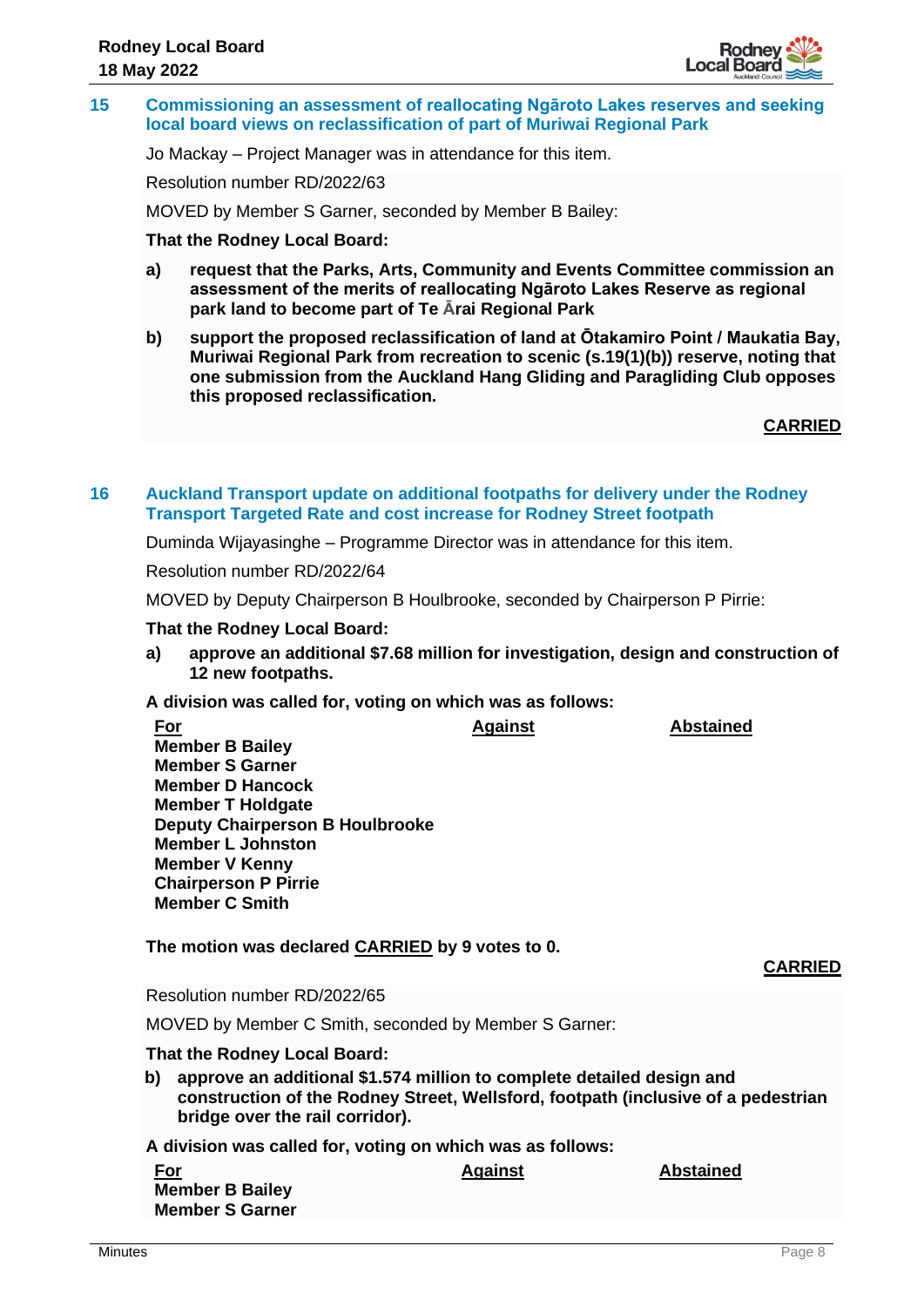## 15 Commissioning an assessment of reallocating Ngāroto Lakes reserves and seeking local board views on reclassification of part of Muriwai Regional Park

Jo Mackay – Project Manager was in attendance for this item.

Resolution number RD/2022/63

MOVED by Member S Garner, seconded by Member B Bailey:

**That the Rodney Local Board:**

**a) request that the Parks, Arts, Community and Events Committee commission an assessment of the merits of reallocating Ngāroto Lakes Reserve as regional park land to become part of Te Ārai Regional Park**

**b) support the proposed reclassification of land at Ōtakamiro Point / Maukatia Bay, Muriwai Regional Park from recreation to scenic (s.19(1)(b)) reserve, noting that one submission from the Auckland Hang Gliding and Paragliding Club opposes this proposed reclassification.**

**CARRIED**

## 16 Auckland Transport update on additional footpaths for delivery under the Rodney Transport Targeted Rate and cost increase for Rodney Street footpath

Duminda Wijayasinghe – Programme Director was in attendance for this item.

Resolution number RD/2022/64

MOVED by Deputy Chairperson B Houlbrooke, seconded by Chairperson P Pirrie:

**That the Rodney Local Board:**

**a) approve an additional $7.68 million for investigation, design and construction of 12 new footpaths.**

**A division was called for, voting on which was as follows:**

| For | Against | Abstained |
|---|---|---|
| Member B Bailey | | |
| Member S Garner | | |
| Member D Hancock | | |
| Member T Holdgate | | |
| Deputy Chairperson B Houlbrooke | | |
| Member L Johnston | | |
| Member V Kenny | | |
| Chairperson P Pirrie | | |
| Member C Smith | | |

**The motion was declared CARRIED by 9 votes to 0.**

**CARRIED**

Resolution number RD/2022/65

MOVED by Member C Smith, seconded by Member S Garner:

**That the Rodney Local Board:**

**b) approve an additional $1.574 million to complete detailed design and construction of the Rodney Street, Wellsford, footpath (inclusive of a pedestrian bridge over the rail corridor).**

**A division was called for, voting on which was as follows:**

| For | Against | Abstained |
|---|---|---|
| Member B Bailey | | |
| Member S Garner | | |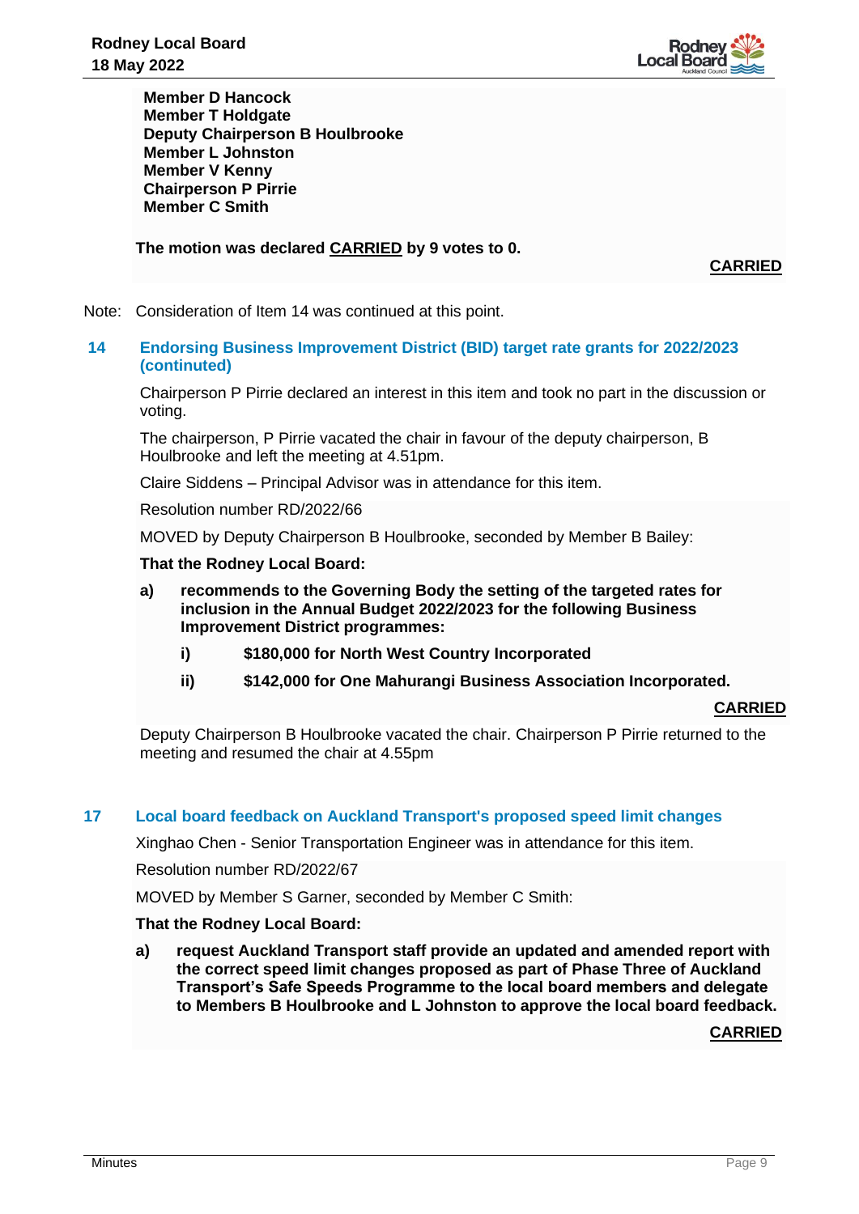**Member D Hancock**
**Member T Holdgate**
**Deputy Chairperson B Houlbrooke**
**Member L Johnston**
**Member V Kenny**
**Chairperson P Pirrie**
**Member C Smith**

**The motion was declared CARRIED by 9 votes to 0.**

**CARRIED**

Note: Consideration of Item 14 was continued at this point.

## 14 Endorsing Business Improvement District (BID) target rate grants for 2022/2023 (continued)

Chairperson P Pirrie declared an interest in this item and took no part in the discussion or voting.

The chairperson, P Pirrie vacated the chair in favour of the deputy chairperson, B Houlbrooke and left the meeting at 4.51pm.

Claire Siddens – Principal Advisor was in attendance for this item.

Resolution number RD/2022/66

MOVED by Deputy Chairperson B Houlbrooke, seconded by Member B Bailey:

**That the Rodney Local Board:**

**a) recommends to the Governing Body the setting of the targeted rates for inclusion in the Annual Budget 2022/2023 for the following Business Improvement District programmes:**

**i) $180,000 for North West Country Incorporated**

**ii) $142,000 for One Mahurangi Business Association Incorporated.**

**CARRIED**

Deputy Chairperson B Houlbrooke vacated the chair. Chairperson P Pirrie returned to the meeting and resumed the chair at 4.55pm

## 17 Local board feedback on Auckland Transport's proposed speed limit changes

Xinghao Chen - Senior Transportation Engineer was in attendance for this item.

Resolution number RD/2022/67

MOVED by Member S Garner, seconded by Member C Smith:

**That the Rodney Local Board:**

**a) request Auckland Transport staff provide an updated and amended report with the correct speed limit changes proposed as part of Phase Three of Auckland Transport's Safe Speeds Programme to the local board members and delegate to Members B Houlbrooke and L Johnston to approve the local board feedback.**

**CARRIED**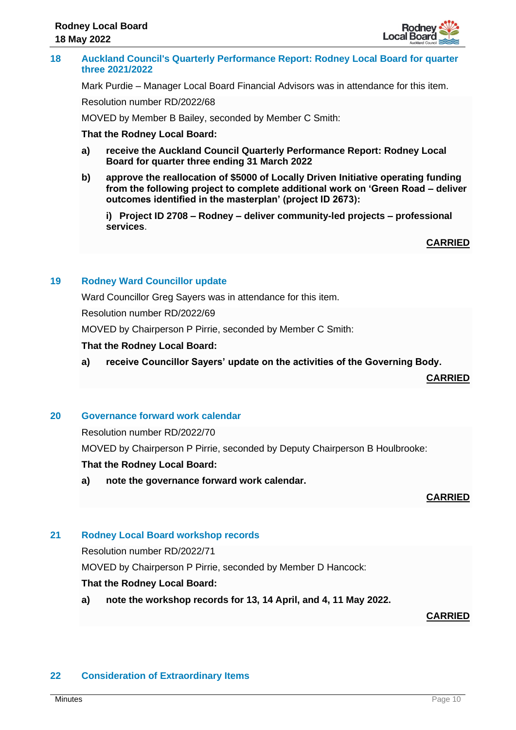## 18 Auckland Council's Quarterly Performance Report: Rodney Local Board for quarter three 2021/2022

Mark Purdie – Manager Local Board Financial Advisors was in attendance for this item.

Resolution number RD/2022/68

MOVED by Member B Bailey, seconded by Member C Smith:

**That the Rodney Local Board:**

**a) receive the Auckland Council Quarterly Performance Report: Rodney Local Board for quarter three ending 31 March 2022**

**b) approve the reallocation of $5000 of Locally Driven Initiative operating funding from the following project to complete additional work on 'Green Road – deliver outcomes identified in the masterplan' (project ID 2673):**

**i) Project ID 2708 – Rodney – deliver community-led projects – professional services**.

**CARRIED**

## 19 Rodney Ward Councillor update

Ward Councillor Greg Sayers was in attendance for this item.

Resolution number RD/2022/69

MOVED by Chairperson P Pirrie, seconded by Member C Smith:

**That the Rodney Local Board:**

**a) receive Councillor Sayers' update on the activities of the Governing Body.**

**CARRIED**

## 20 Governance forward work calendar

Resolution number RD/2022/70

MOVED by Chairperson P Pirrie, seconded by Deputy Chairperson B Houlbrooke:

**That the Rodney Local Board:**

**a) note the governance forward work calendar.**

**CARRIED**

## 21 Rodney Local Board workshop records

Resolution number RD/2022/71

MOVED by Chairperson P Pirrie, seconded by Member D Hancock:

**That the Rodney Local Board:**

**a) note the workshop records for 13, 14 April, and 4, 11 May 2022.**

**CARRIED**

## 22 Consideration of Extraordinary Items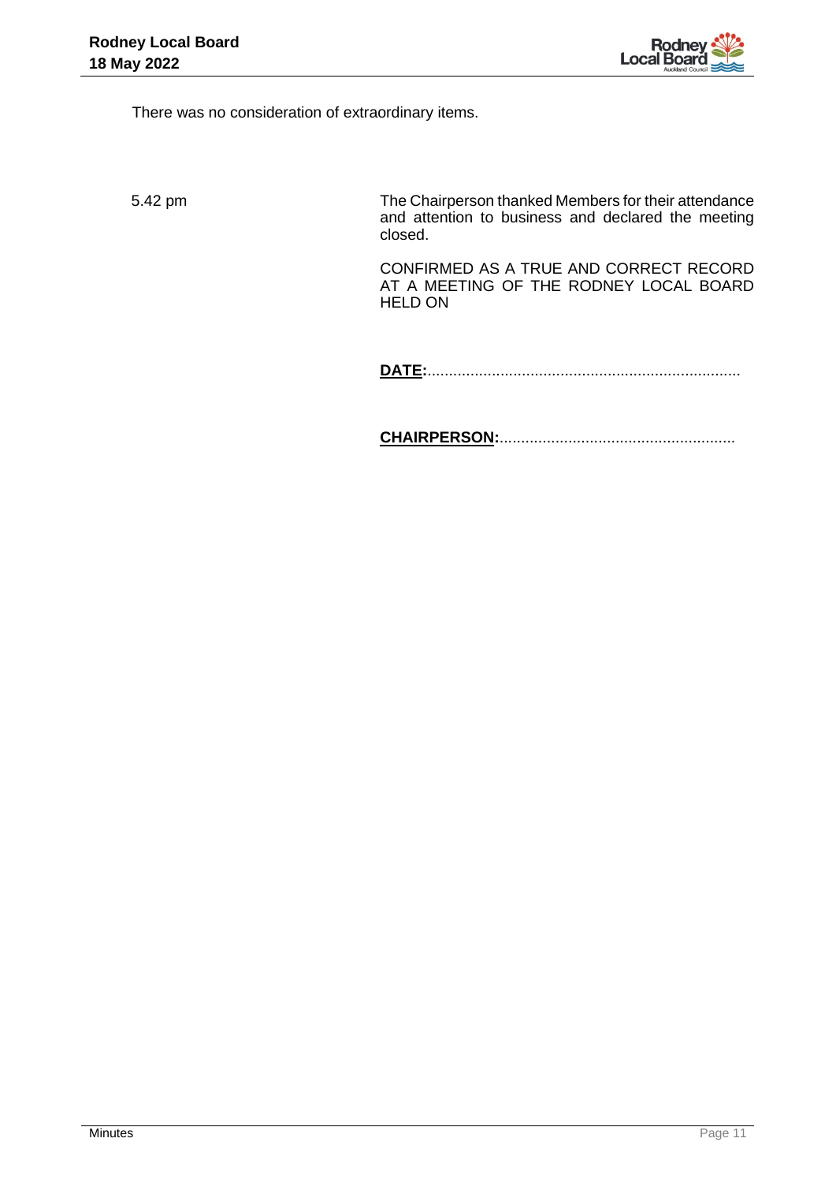There was no consideration of extraordinary items.

5.42 pm The Chairperson thanked Members for their attendance and attention to business and declared the meeting closed.

CONFIRMED AS A TRUE AND CORRECT RECORD AT A MEETING OF THE RODNEY LOCAL BOARD HELD ON

**DATE:**.........................................................................

**CHAIRPERSON:**.......................................................